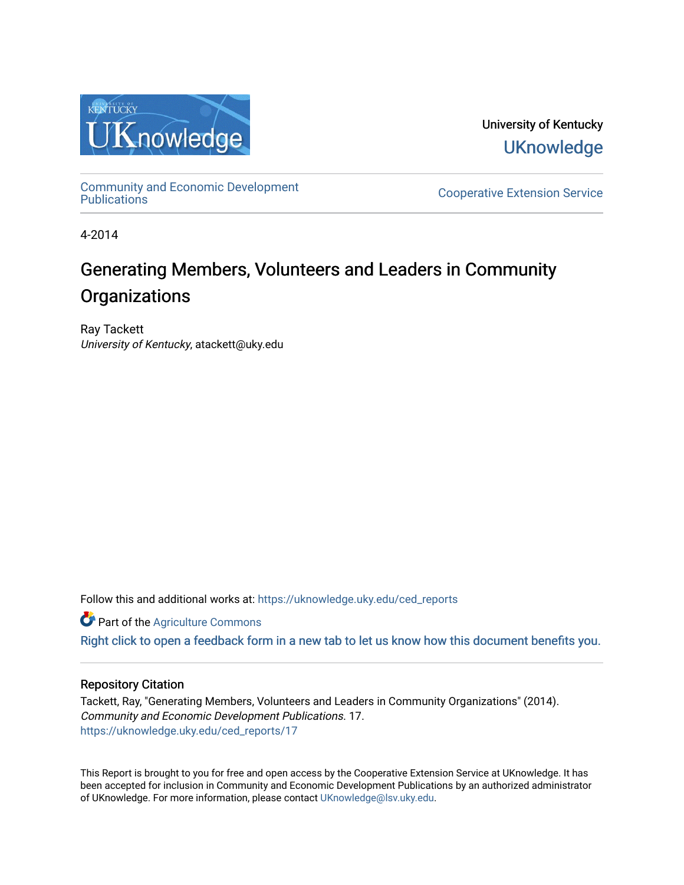University of Kentucky

UKnowledge

Community and Economic Development Publications

Cooperative Extension Service

4-2014

# Generating Members, Volunteers and Leaders in Community Organizations

Ray Tackett
*University of Kentucky*, atackett@uky.edu

Follow this and additional works at: https://uknowledge.uky.edu/ced_reports

Part of the Agriculture Commons

Right click to open a feedback form in a new tab to let us know how this document benefits you.

## Repository Citation

Tackett, Ray, "Generating Members, Volunteers and Leaders in Community Organizations" (2014). *Community and Economic Development Publications*. 17.
https://uknowledge.uky.edu/ced_reports/17

This Report is brought to you for free and open access by the Cooperative Extension Service at UKnowledge. It has been accepted for inclusion in Community and Economic Development Publications by an authorized administrator of UKnowledge. For more information, please contact UKnowledge@lsv.uky.edu.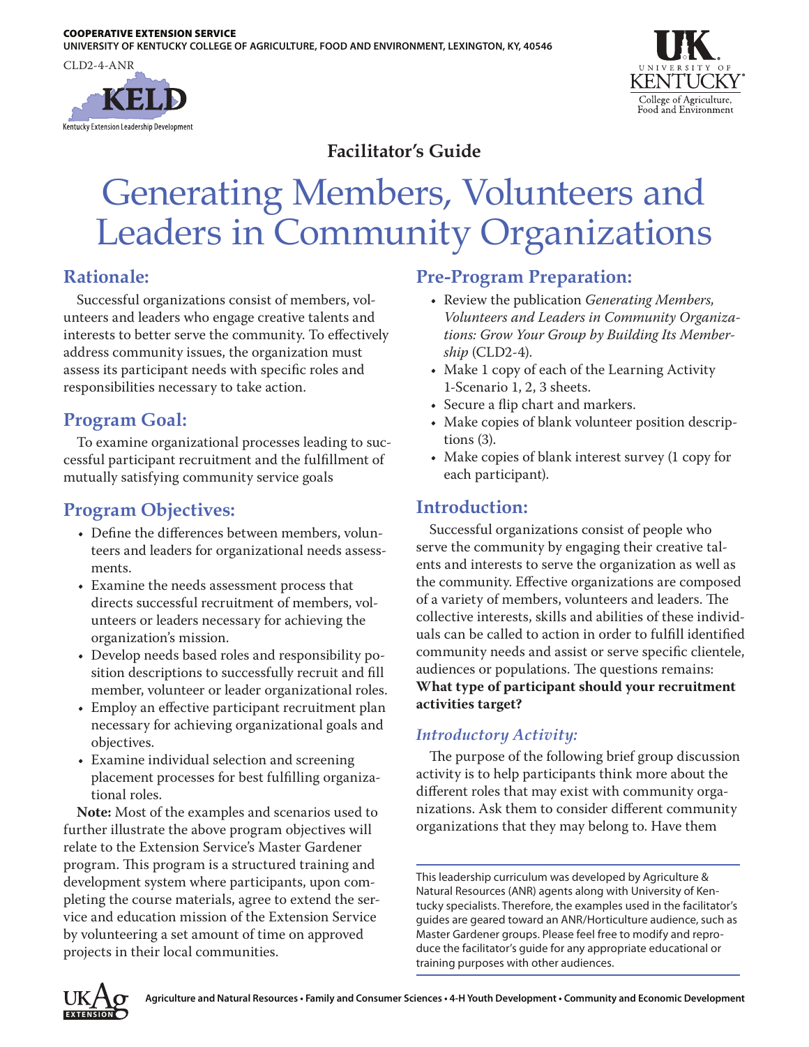COOPERATIVE EXTENSION SERVICE
UNIVERSITY OF KENTUCKY COLLEGE OF AGRICULTURE, FOOD AND ENVIRONMENT, LEXINGTON, KY, 40546

CLD2-4-ANR

Kentucky Extension Leadership Development

**Facilitator's Guide**

# Generating Members, Volunteers and Leaders in Community Organizations

## Rationale:

Successful organizations consist of members, volunteers and leaders who engage creative talents and interests to better serve the community. To effectively address community issues, the organization must assess its participant needs with specific roles and responsibilities necessary to take action.

## Program Goal:

To examine organizational processes leading to successful participant recruitment and the fulfillment of mutually satisfying community service goals

## Program Objectives:

- Define the differences between members, volunteers and leaders for organizational needs assessments.
- Examine the needs assessment process that directs successful recruitment of members, volunteers or leaders necessary for achieving the organization's mission.
- Develop needs based roles and responsibility position descriptions to successfully recruit and fill member, volunteer or leader organizational roles.
- Employ an effective participant recruitment plan necessary for achieving organizational goals and objectives.
- Examine individual selection and screening placement processes for best fulfilling organizational roles.

**Note:** Most of the examples and scenarios used to further illustrate the above program objectives will relate to the Extension Service's Master Gardener program. This program is a structured training and development system where participants, upon completing the course materials, agree to extend the service and education mission of the Extension Service by volunteering a set amount of time on approved projects in their local communities.

## Pre-Program Preparation:

- Review the publication *Generating Members, Volunteers and Leaders in Community Organizations: Grow Your Group by Building Its Membership* (CLD2-4).
- Make 1 copy of each of the Learning Activity 1-Scenario 1, 2, 3 sheets.
- Secure a flip chart and markers.
- Make copies of blank volunteer position descriptions (3).
- Make copies of blank interest survey (1 copy for each participant).

## Introduction:

Successful organizations consist of people who serve the community by engaging their creative talents and interests to serve the organization as well as the community. Effective organizations are composed of a variety of members, volunteers and leaders. The collective interests, skills and abilities of these individuals can be called to action in order to fulfill identified community needs and assist or serve specific clientele, audiences or populations. The questions remains: **What type of participant should your recruitment activities target?**

### *Introductory Activity:*

The purpose of the following brief group discussion activity is to help participants think more about the different roles that may exist with community organizations. Ask them to consider different community organizations that they may belong to. Have them

This leadership curriculum was developed by Agriculture & Natural Resources (ANR) agents along with University of Kentucky specialists. Therefore, the examples used in the facilitator's guides are geared toward an ANR/Horticulture audience, such as Master Gardener groups. Please feel free to modify and reproduce the facilitator's guide for any appropriate educational or training purposes with other audiences.

Agriculture and Natural Resources • Family and Consumer Sciences • 4-H Youth Development • Community and Economic Development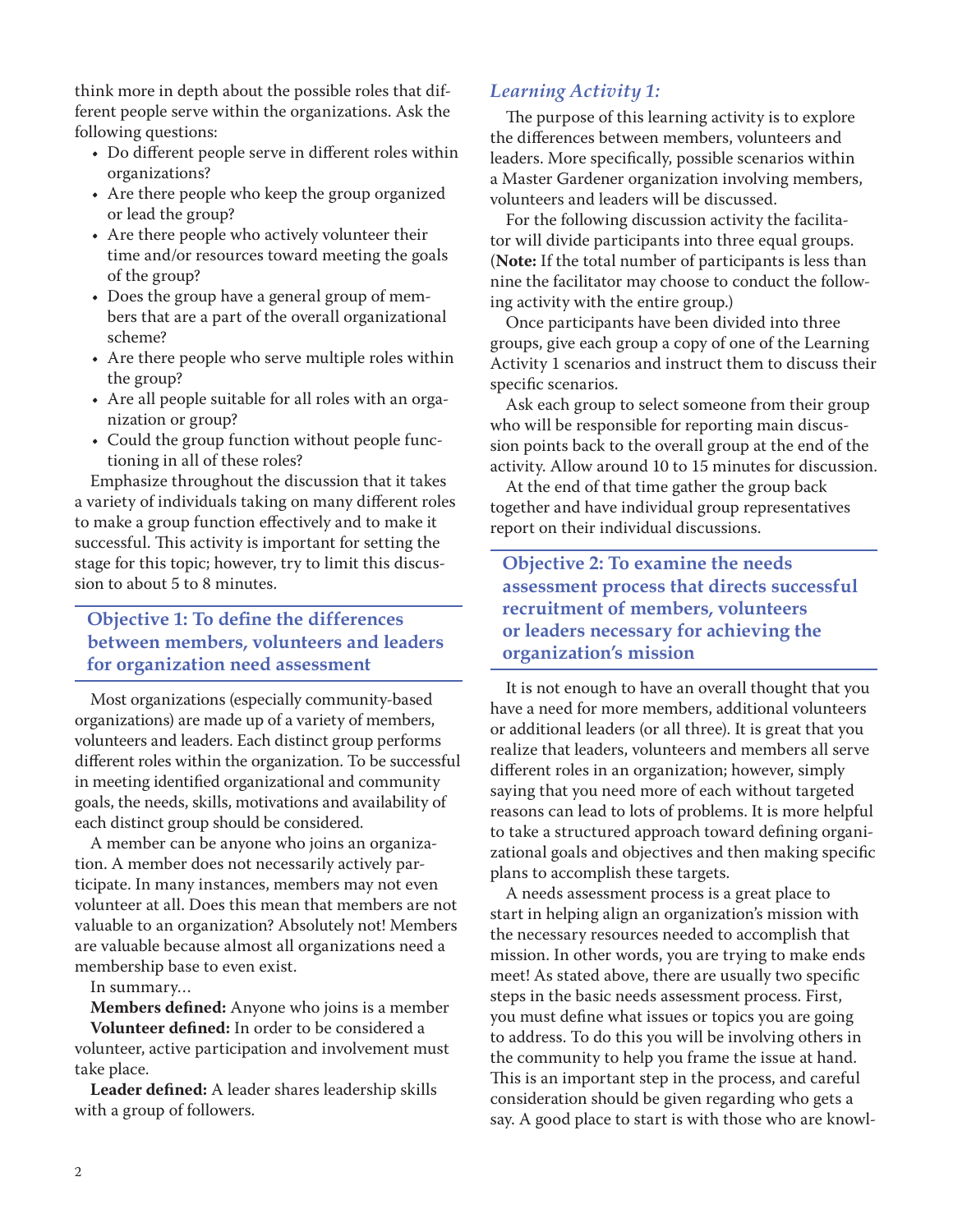think more in depth about the possible roles that different people serve within the organizations. Ask the following questions:

- Do different people serve in different roles within organizations?
- Are there people who keep the group organized or lead the group?
- Are there people who actively volunteer their time and/or resources toward meeting the goals of the group?
- Does the group have a general group of members that are a part of the overall organizational scheme?
- Are there people who serve multiple roles within the group?
- Are all people suitable for all roles with an organization or group?
- Could the group function without people functioning in all of these roles?

Emphasize throughout the discussion that it takes a variety of individuals taking on many different roles to make a group function effectively and to make it successful. This activity is important for setting the stage for this topic; however, try to limit this discussion to about 5 to 8 minutes.

## Objective 1: To define the differences between members, volunteers and leaders for organization need assessment

Most organizations (especially community-based organizations) are made up of a variety of members, volunteers and leaders. Each distinct group performs different roles within the organization. To be successful in meeting identified organizational and community goals, the needs, skills, motivations and availability of each distinct group should be considered.

A member can be anyone who joins an organization. A member does not necessarily actively participate. In many instances, members may not even volunteer at all. Does this mean that members are not valuable to an organization? Absolutely not! Members are valuable because almost all organizations need a membership base to even exist.

In summary…

**Members defined:** Anyone who joins is a member

**Volunteer defined:** In order to be considered a volunteer, active participation and involvement must take place.

**Leader defined:** A leader shares leadership skills with a group of followers.

### *Learning Activity 1:*

The purpose of this learning activity is to explore the differences between members, volunteers and leaders. More specifically, possible scenarios within a Master Gardener organization involving members, volunteers and leaders will be discussed.

For the following discussion activity the facilitator will divide participants into three equal groups. (**Note:** If the total number of participants is less than nine the facilitator may choose to conduct the following activity with the entire group.)

Once participants have been divided into three groups, give each group a copy of one of the Learning Activity 1 scenarios and instruct them to discuss their specific scenarios.

Ask each group to select someone from their group who will be responsible for reporting main discussion points back to the overall group at the end of the activity. Allow around 10 to 15 minutes for discussion.

At the end of that time gather the group back together and have individual group representatives report on their individual discussions.

## Objective 2: To examine the needs assessment process that directs successful recruitment of members, volunteers or leaders necessary for achieving the organization's mission

It is not enough to have an overall thought that you have a need for more members, additional volunteers or additional leaders (or all three). It is great that you realize that leaders, volunteers and members all serve different roles in an organization; however, simply saying that you need more of each without targeted reasons can lead to lots of problems. It is more helpful to take a structured approach toward defining organizational goals and objectives and then making specific plans to accomplish these targets.

A needs assessment process is a great place to start in helping align an organization's mission with the necessary resources needed to accomplish that mission. In other words, you are trying to make ends meet! As stated above, there are usually two specific steps in the basic needs assessment process. First, you must define what issues or topics you are going to address. To do this you will be involving others in the community to help you frame the issue at hand. This is an important step in the process, and careful consideration should be given regarding who gets a say. A good place to start is with those who are knowl-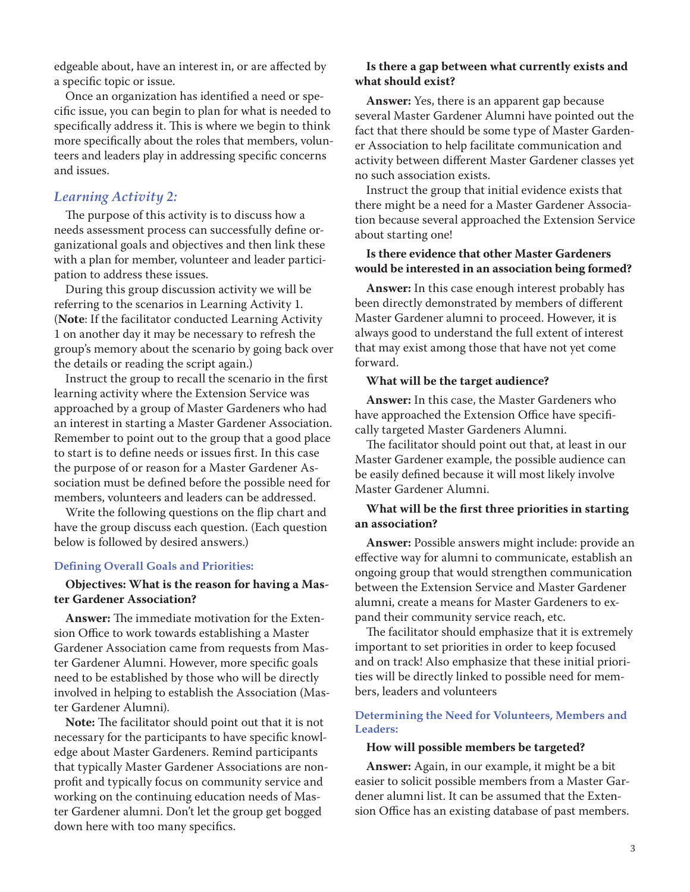edgeable about, have an interest in, or are affected by a specific topic or issue.

Once an organization has identified a need or specific issue, you can begin to plan for what is needed to specifically address it. This is where we begin to think more specifically about the roles that members, volunteers and leaders play in addressing specific concerns and issues.

## *Learning Activity 2:*

The purpose of this activity is to discuss how a needs assessment process can successfully define organizational goals and objectives and then link these with a plan for member, volunteer and leader participation to address these issues.

During this group discussion activity we will be referring to the scenarios in Learning Activity 1. (**Note**: If the facilitator conducted Learning Activity 1 on another day it may be necessary to refresh the group's memory about the scenario by going back over the details or reading the script again.)

Instruct the group to recall the scenario in the first learning activity where the Extension Service was approached by a group of Master Gardeners who had an interest in starting a Master Gardener Association. Remember to point out to the group that a good place to start is to define needs or issues first. In this case the purpose of or reason for a Master Gardener Association must be defined before the possible need for members, volunteers and leaders can be addressed.

Write the following questions on the flip chart and have the group discuss each question. (Each question below is followed by desired answers.)

### Defining Overall Goals and Priorities:

**Objectives: What is the reason for having a Master Gardener Association?**

**Answer:** The immediate motivation for the Extension Office to work towards establishing a Master Gardener Association came from requests from Master Gardener Alumni. However, more specific goals need to be established by those who will be directly involved in helping to establish the Association (Master Gardener Alumni).

**Note:** The facilitator should point out that it is not necessary for the participants to have specific knowledge about Master Gardeners. Remind participants that typically Master Gardener Associations are nonprofit and typically focus on community service and working on the continuing education needs of Master Gardener alumni. Don't let the group get bogged down here with too many specifics.

**Is there a gap between what currently exists and what should exist?**

**Answer:** Yes, there is an apparent gap because several Master Gardener Alumni have pointed out the fact that there should be some type of Master Gardener Association to help facilitate communication and activity between different Master Gardener classes yet no such association exists.

Instruct the group that initial evidence exists that there might be a need for a Master Gardener Association because several approached the Extension Service about starting one!

**Is there evidence that other Master Gardeners would be interested in an association being formed?**

**Answer:** In this case enough interest probably has been directly demonstrated by members of different Master Gardener alumni to proceed. However, it is always good to understand the full extent of interest that may exist among those that have not yet come forward.

**What will be the target audience?**

**Answer:** In this case, the Master Gardeners who have approached the Extension Office have specifically targeted Master Gardeners Alumni.

The facilitator should point out that, at least in our Master Gardener example, the possible audience can be easily defined because it will most likely involve Master Gardener Alumni.

**What will be the first three priorities in starting an association?**

**Answer:** Possible answers might include: provide an effective way for alumni to communicate, establish an ongoing group that would strengthen communication between the Extension Service and Master Gardener alumni, create a means for Master Gardeners to expand their community service reach, etc.

The facilitator should emphasize that it is extremely important to set priorities in order to keep focused and on track! Also emphasize that these initial priorities will be directly linked to possible need for members, leaders and volunteers

### Determining the Need for Volunteers, Members and Leaders:

**How will possible members be targeted?**

**Answer:** Again, in our example, it might be a bit easier to solicit possible members from a Master Gardener alumni list. It can be assumed that the Extension Office has an existing database of past members.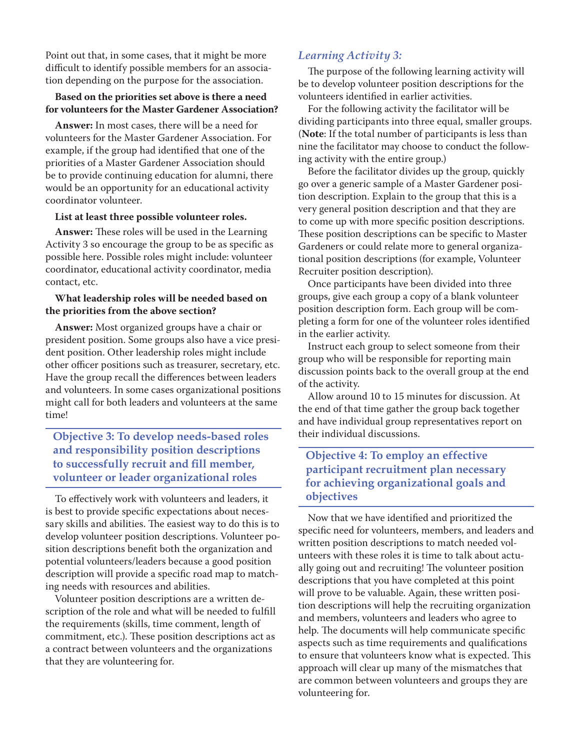Point out that, in some cases, that it might be more difficult to identify possible members for an association depending on the purpose for the association.

**Based on the priorities set above is there a need for volunteers for the Master Gardener Association?**

**Answer:** In most cases, there will be a need for volunteers for the Master Gardener Association. For example, if the group had identified that one of the priorities of a Master Gardener Association should be to provide continuing education for alumni, there would be an opportunity for an educational activity coordinator volunteer.

**List at least three possible volunteer roles.**

**Answer:** These roles will be used in the Learning Activity 3 so encourage the group to be as specific as possible here. Possible roles might include: volunteer coordinator, educational activity coordinator, media contact, etc.

**What leadership roles will be needed based on the priorities from the above section?**

**Answer:** Most organized groups have a chair or president position. Some groups also have a vice president position. Other leadership roles might include other officer positions such as treasurer, secretary, etc. Have the group recall the differences between leaders and volunteers. In some cases organizational positions might call for both leaders and volunteers at the same time!

## Objective 3: To develop needs-based roles and responsibility position descriptions to successfully recruit and fill member, volunteer or leader organizational roles

To effectively work with volunteers and leaders, it is best to provide specific expectations about necessary skills and abilities. The easiest way to do this is to develop volunteer position descriptions. Volunteer position descriptions benefit both the organization and potential volunteers/leaders because a good position description will provide a specific road map to matching needs with resources and abilities.

Volunteer position descriptions are a written description of the role and what will be needed to fulfill the requirements (skills, time comment, length of commitment, etc.). These position descriptions act as a contract between volunteers and the organizations that they are volunteering for.

### *Learning Activity 3:*

The purpose of the following learning activity will be to develop volunteer position descriptions for the volunteers identified in earlier activities.

For the following activity the facilitator will be dividing participants into three equal, smaller groups. (**Note**: If the total number of participants is less than nine the facilitator may choose to conduct the following activity with the entire group.)

Before the facilitator divides up the group, quickly go over a generic sample of a Master Gardener position description. Explain to the group that this is a very general position description and that they are to come up with more specific position descriptions. These position descriptions can be specific to Master Gardeners or could relate more to general organizational position descriptions (for example, Volunteer Recruiter position description).

Once participants have been divided into three groups, give each group a copy of a blank volunteer position description form. Each group will be completing a form for one of the volunteer roles identified in the earlier activity.

Instruct each group to select someone from their group who will be responsible for reporting main discussion points back to the overall group at the end of the activity.

Allow around 10 to 15 minutes for discussion. At the end of that time gather the group back together and have individual group representatives report on their individual discussions.

## Objective 4: To employ an effective participant recruitment plan necessary for achieving organizational goals and objectives

Now that we have identified and prioritized the specific need for volunteers, members, and leaders and written position descriptions to match needed volunteers with these roles it is time to talk about actually going out and recruiting! The volunteer position descriptions that you have completed at this point will prove to be valuable. Again, these written position descriptions will help the recruiting organization and members, volunteers and leaders who agree to help. The documents will help communicate specific aspects such as time requirements and qualifications to ensure that volunteers know what is expected. This approach will clear up many of the mismatches that are common between volunteers and groups they are volunteering for.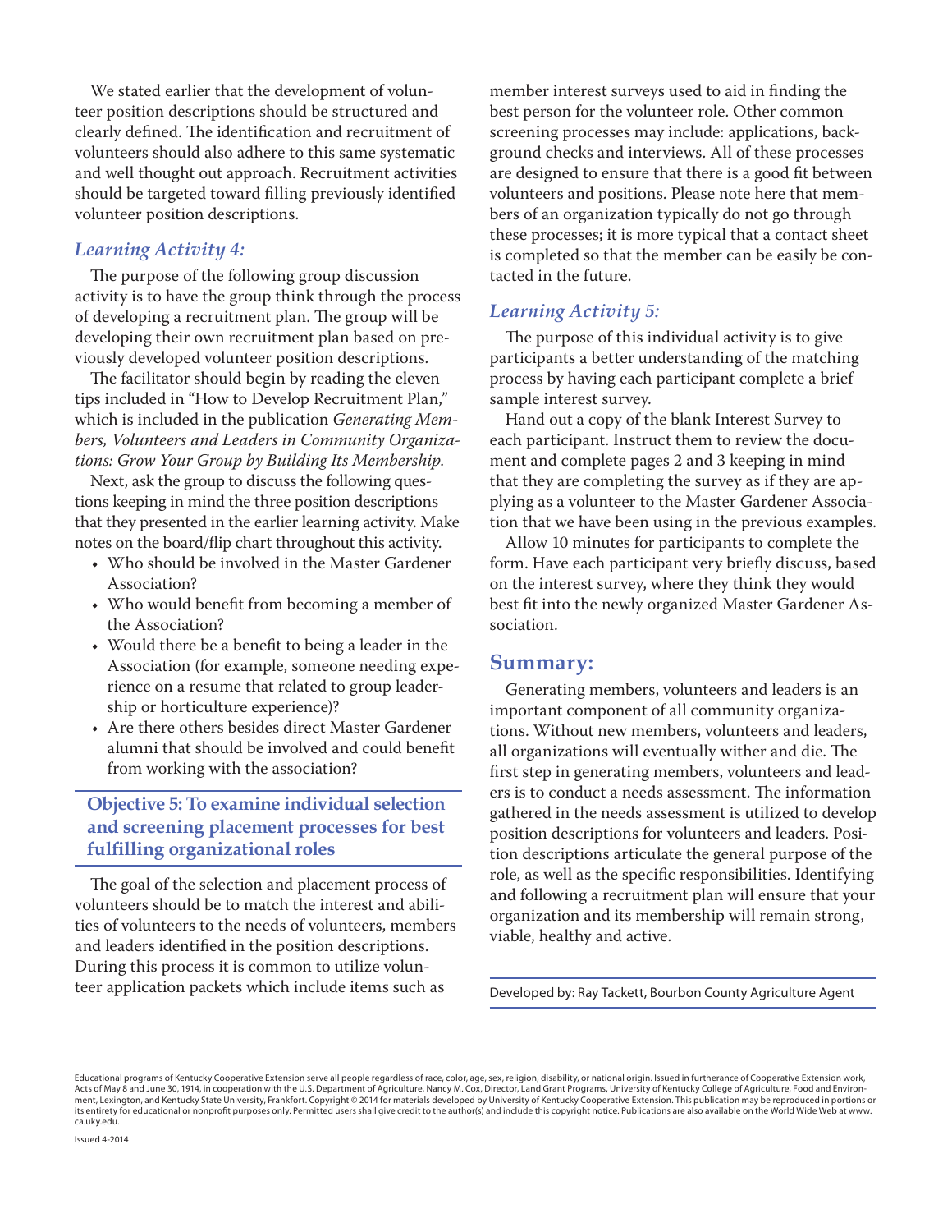We stated earlier that the development of volunteer position descriptions should be structured and clearly defined. The identification and recruitment of volunteers should also adhere to this same systematic and well thought out approach. Recruitment activities should be targeted toward filling previously identified volunteer position descriptions.

### *Learning Activity 4:*

The purpose of the following group discussion activity is to have the group think through the process of developing a recruitment plan. The group will be developing their own recruitment plan based on previously developed volunteer position descriptions.

The facilitator should begin by reading the eleven tips included in "How to Develop Recruitment Plan," which is included in the publication *Generating Members, Volunteers and Leaders in Community Organizations: Grow Your Group by Building Its Membership*.

Next, ask the group to discuss the following questions keeping in mind the three position descriptions that they presented in the earlier learning activity. Make notes on the board/flip chart throughout this activity.

- Who should be involved in the Master Gardener Association?
- Who would benefit from becoming a member of the Association?
- Would there be a benefit to being a leader in the Association (for example, someone needing experience on a resume that related to group leadership or horticulture experience)?
- Are there others besides direct Master Gardener alumni that should be involved and could benefit from working with the association?

## Objective 5: To examine individual selection and screening placement processes for best fulfilling organizational roles

The goal of the selection and placement process of volunteers should be to match the interest and abilities of volunteers to the needs of volunteers, members and leaders identified in the position descriptions. During this process it is common to utilize volunteer application packets which include items such as member interest surveys used to aid in finding the best person for the volunteer role. Other common screening processes may include: applications, background checks and interviews. All of these processes are designed to ensure that there is a good fit between volunteers and positions. Please note here that members of an organization typically do not go through these processes; it is more typical that a contact sheet is completed so that the member can be easily be contacted in the future.

### *Learning Activity 5:*

The purpose of this individual activity is to give participants a better understanding of the matching process by having each participant complete a brief sample interest survey.

Hand out a copy of the blank Interest Survey to each participant. Instruct them to review the document and complete pages 2 and 3 keeping in mind that they are completing the survey as if they are applying as a volunteer to the Master Gardener Association that we have been using in the previous examples.

Allow 10 minutes for participants to complete the form. Have each participant very briefly discuss, based on the interest survey, where they think they would best fit into the newly organized Master Gardener Association.

## Summary:

Generating members, volunteers and leaders is an important component of all community organizations. Without new members, volunteers and leaders, all organizations will eventually wither and die. The first step in generating members, volunteers and leaders is to conduct a needs assessment. The information gathered in the needs assessment is utilized to develop position descriptions for volunteers and leaders. Position descriptions articulate the general purpose of the role, as well as the specific responsibilities. Identifying and following a recruitment plan will ensure that your organization and its membership will remain strong, viable, healthy and active.

Developed by: Ray Tackett, Bourbon County Agriculture Agent

Educational programs of Kentucky Cooperative Extension serve all people regardless of race, color, age, sex, religion, disability, or national origin. Issued in furtherance of Cooperative Extension work, Acts of May 8 and June 30, 1914, in cooperation with the U.S. Department of Agriculture, Nancy M. Cox, Director, Land Grant Programs, University of Kentucky College of Agriculture, Food and Environment, Lexington, and Kentucky State University, Frankfort. Copyright © 2014 for materials developed by University of Kentucky Cooperative Extension. This publication may be reproduced in portions or its entirety for educational or nonprofit purposes only. Permitted users shall give credit to the author(s) and include this copyright notice. Publications are also available on the World Wide Web at www.ca.uky.edu.

Issued 4-2014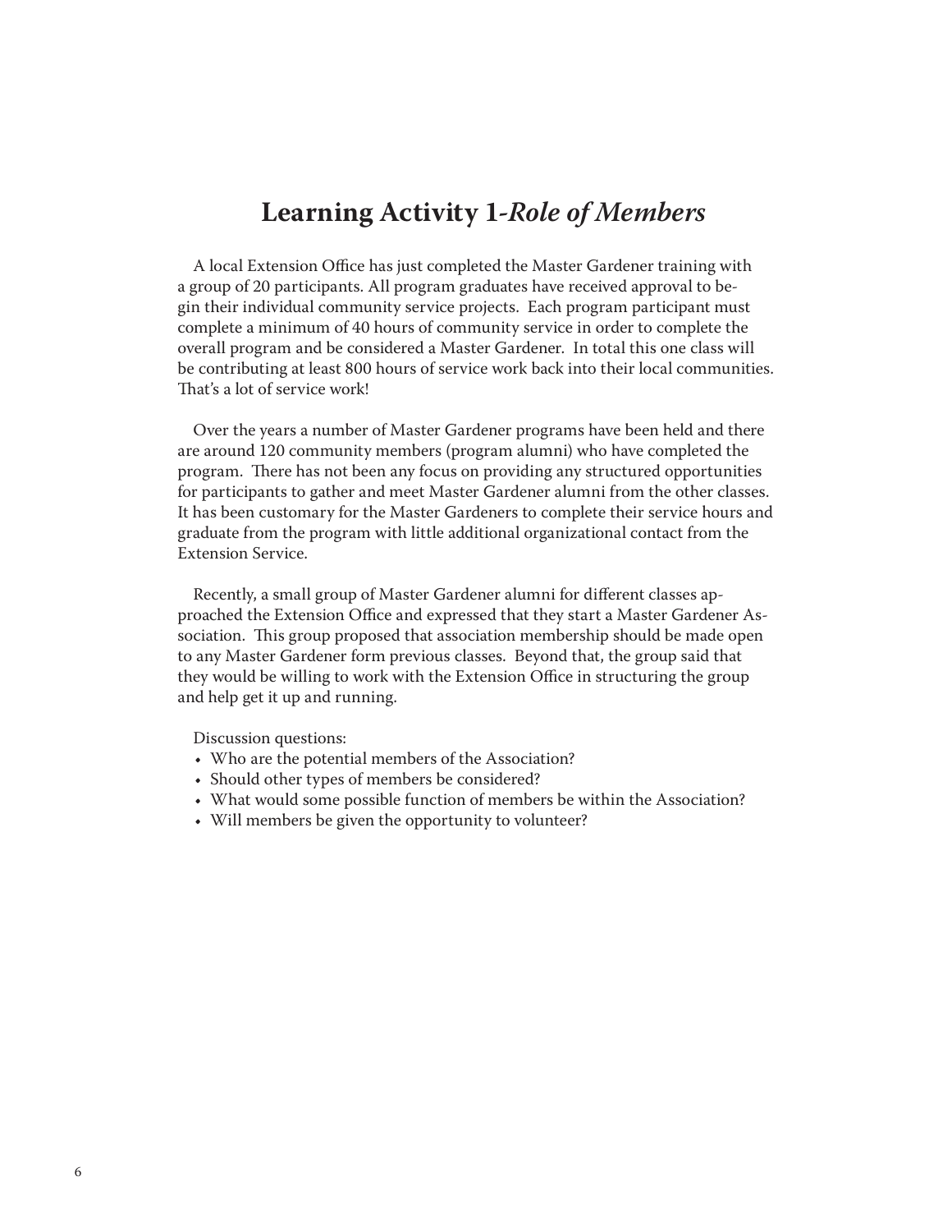## Learning Activity 1-*Role of Members*

A local Extension Office has just completed the Master Gardener training with a group of 20 participants. All program graduates have received approval to begin their individual community service projects. Each program participant must complete a minimum of 40 hours of community service in order to complete the overall program and be considered a Master Gardener. In total this one class will be contributing at least 800 hours of service work back into their local communities. That's a lot of service work!

Over the years a number of Master Gardener programs have been held and there are around 120 community members (program alumni) who have completed the program. There has not been any focus on providing any structured opportunities for participants to gather and meet Master Gardener alumni from the other classes. It has been customary for the Master Gardeners to complete their service hours and graduate from the program with little additional organizational contact from the Extension Service.

Recently, a small group of Master Gardener alumni for different classes approached the Extension Office and expressed that they start a Master Gardener Association. This group proposed that association membership should be made open to any Master Gardener form previous classes. Beyond that, the group said that they would be willing to work with the Extension Office in structuring the group and help get it up and running.

Discussion questions:

- Who are the potential members of the Association?
- Should other types of members be considered?
- What would some possible function of members be within the Association?
- Will members be given the opportunity to volunteer?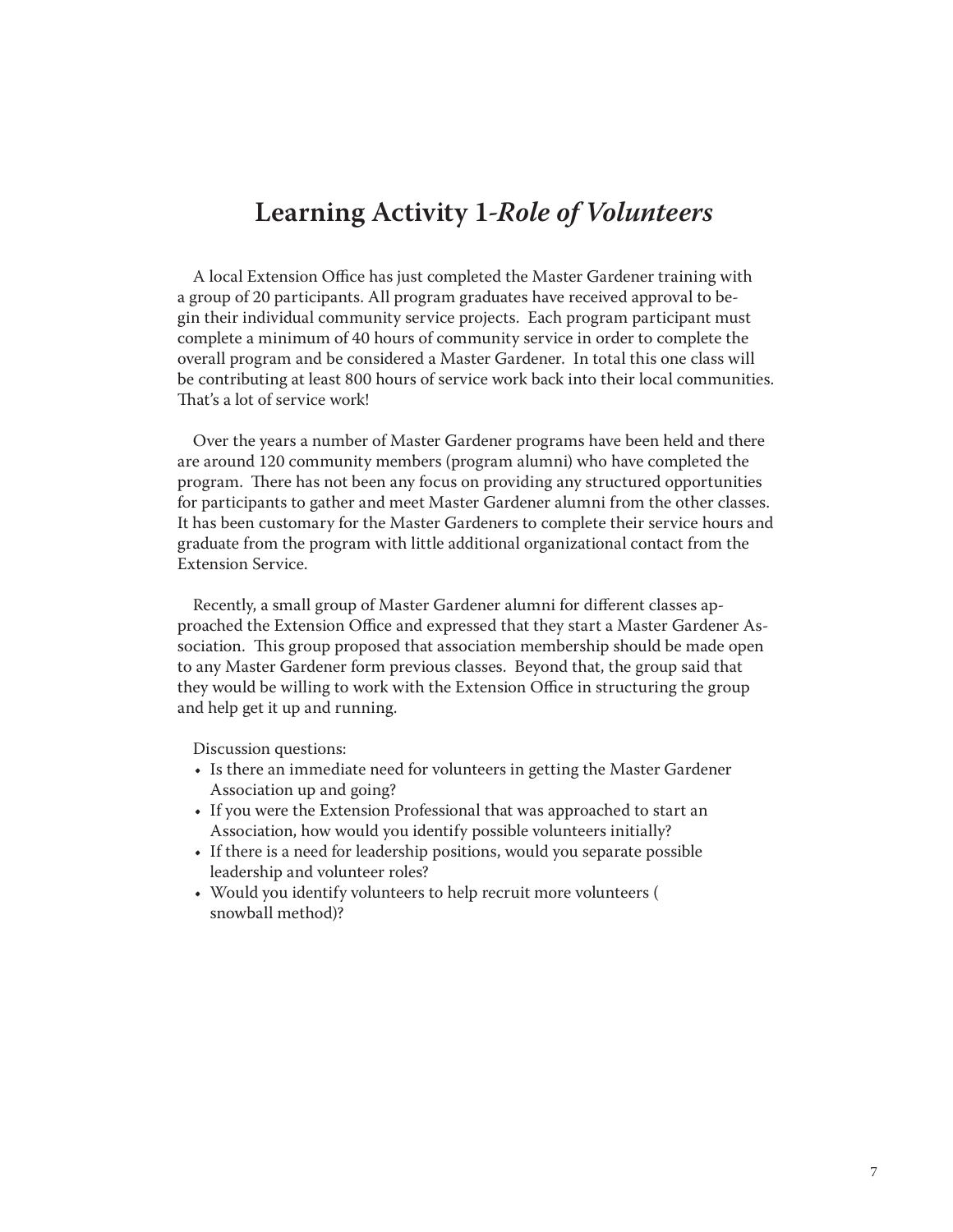# Learning Activity 1-*Role of Volunteers*

A local Extension Office has just completed the Master Gardener training with a group of 20 participants. All program graduates have received approval to begin their individual community service projects. Each program participant must complete a minimum of 40 hours of community service in order to complete the overall program and be considered a Master Gardener. In total this one class will be contributing at least 800 hours of service work back into their local communities. That's a lot of service work!

Over the years a number of Master Gardener programs have been held and there are around 120 community members (program alumni) who have completed the program. There has not been any focus on providing any structured opportunities for participants to gather and meet Master Gardener alumni from the other classes. It has been customary for the Master Gardeners to complete their service hours and graduate from the program with little additional organizational contact from the Extension Service.

Recently, a small group of Master Gardener alumni for different classes approached the Extension Office and expressed that they start a Master Gardener Association. This group proposed that association membership should be made open to any Master Gardener form previous classes. Beyond that, the group said that they would be willing to work with the Extension Office in structuring the group and help get it up and running.

Discussion questions:

- Is there an immediate need for volunteers in getting the Master Gardener Association up and going?
- If you were the Extension Professional that was approached to start an Association, how would you identify possible volunteers initially?
- If there is a need for leadership positions, would you separate possible leadership and volunteer roles?
- Would you identify volunteers to help recruit more volunteers ( snowball method)?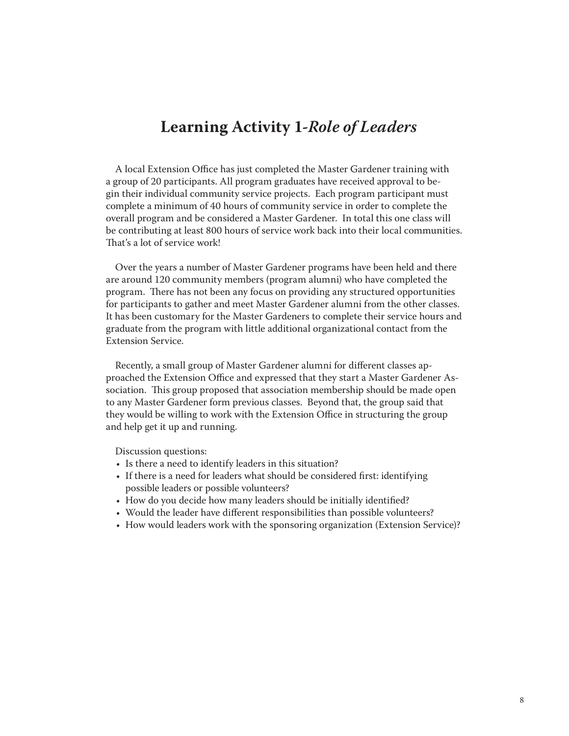# Learning Activity 1-*Role of Leaders*

A local Extension Office has just completed the Master Gardener training with a group of 20 participants. All program graduates have received approval to begin their individual community service projects. Each program participant must complete a minimum of 40 hours of community service in order to complete the overall program and be considered a Master Gardener. In total this one class will be contributing at least 800 hours of service work back into their local communities. That's a lot of service work!

Over the years a number of Master Gardener programs have been held and there are around 120 community members (program alumni) who have completed the program. There has not been any focus on providing any structured opportunities for participants to gather and meet Master Gardener alumni from the other classes. It has been customary for the Master Gardeners to complete their service hours and graduate from the program with little additional organizational contact from the Extension Service.

Recently, a small group of Master Gardener alumni for different classes approached the Extension Office and expressed that they start a Master Gardener Association. This group proposed that association membership should be made open to any Master Gardener form previous classes. Beyond that, the group said that they would be willing to work with the Extension Office in structuring the group and help get it up and running.

Discussion questions:

- Is there a need to identify leaders in this situation?
- If there is a need for leaders what should be considered first: identifying possible leaders or possible volunteers?
- How do you decide how many leaders should be initially identified?
- Would the leader have different responsibilities than possible volunteers?
- How would leaders work with the sponsoring organization (Extension Service)?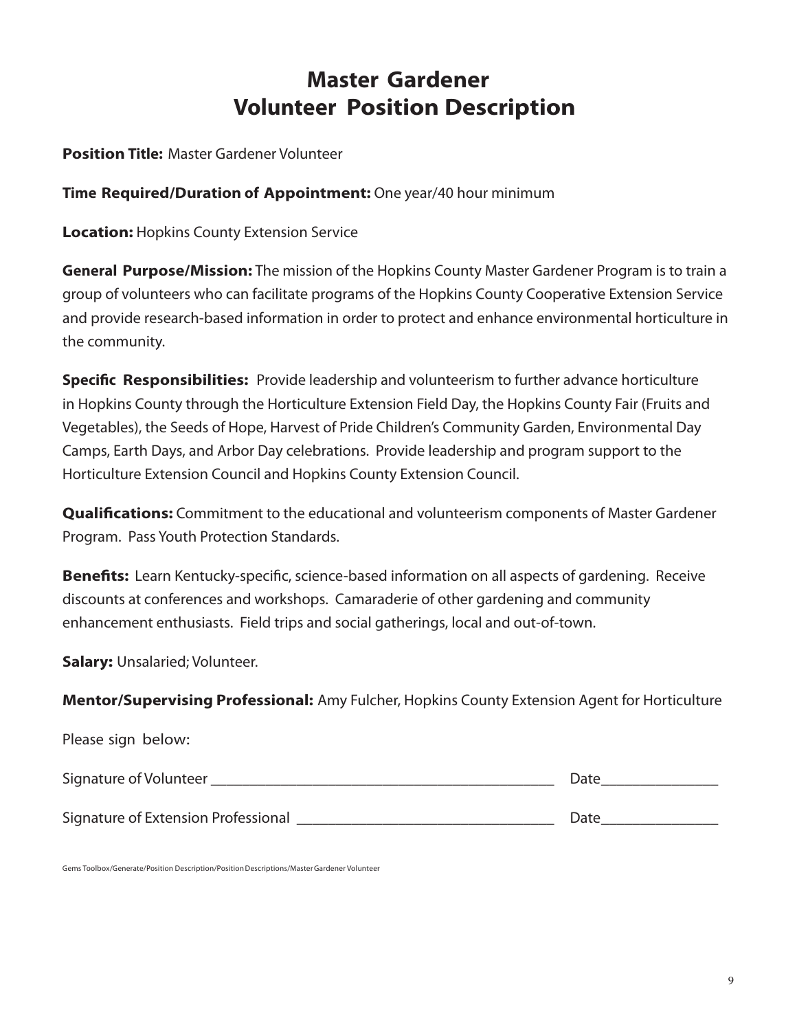# Master Gardener
# Volunteer Position Description

**Position Title:** Master Gardener Volunteer

**Time Required/Duration of Appointment:** One year/40 hour minimum

**Location:** Hopkins County Extension Service

**General Purpose/Mission:** The mission of the Hopkins County Master Gardener Program is to train a group of volunteers who can facilitate programs of the Hopkins County Cooperative Extension Service and provide research-based information in order to protect and enhance environmental horticulture in the community.

**Specific Responsibilities:** Provide leadership and volunteerism to further advance horticulture in Hopkins County through the Horticulture Extension Field Day, the Hopkins County Fair (Fruits and Vegetables), the Seeds of Hope, Harvest of Pride Children's Community Garden, Environmental Day Camps, Earth Days, and Arbor Day celebrations. Provide leadership and program support to the Horticulture Extension Council and Hopkins County Extension Council.

**Qualifications:** Commitment to the educational and volunteerism components of Master Gardener Program. Pass Youth Protection Standards.

**Benefits:** Learn Kentucky-specific, science-based information on all aspects of gardening. Receive discounts at conferences and workshops. Camaraderie of other gardening and community enhancement enthusiasts. Field trips and social gatherings, local and out-of-town.

**Salary:** Unsalaried; Volunteer.

**Mentor/Supervising Professional:** Amy Fulcher, Hopkins County Extension Agent for Horticulture

Please sign below:

Signature of Volunteer _____________________________________________ Date_______________

Signature of Extension Professional _________________________________ Date_______________

Gems Toolbox/Generate/Position Description/Position Descriptions/Master Gardener Volunteer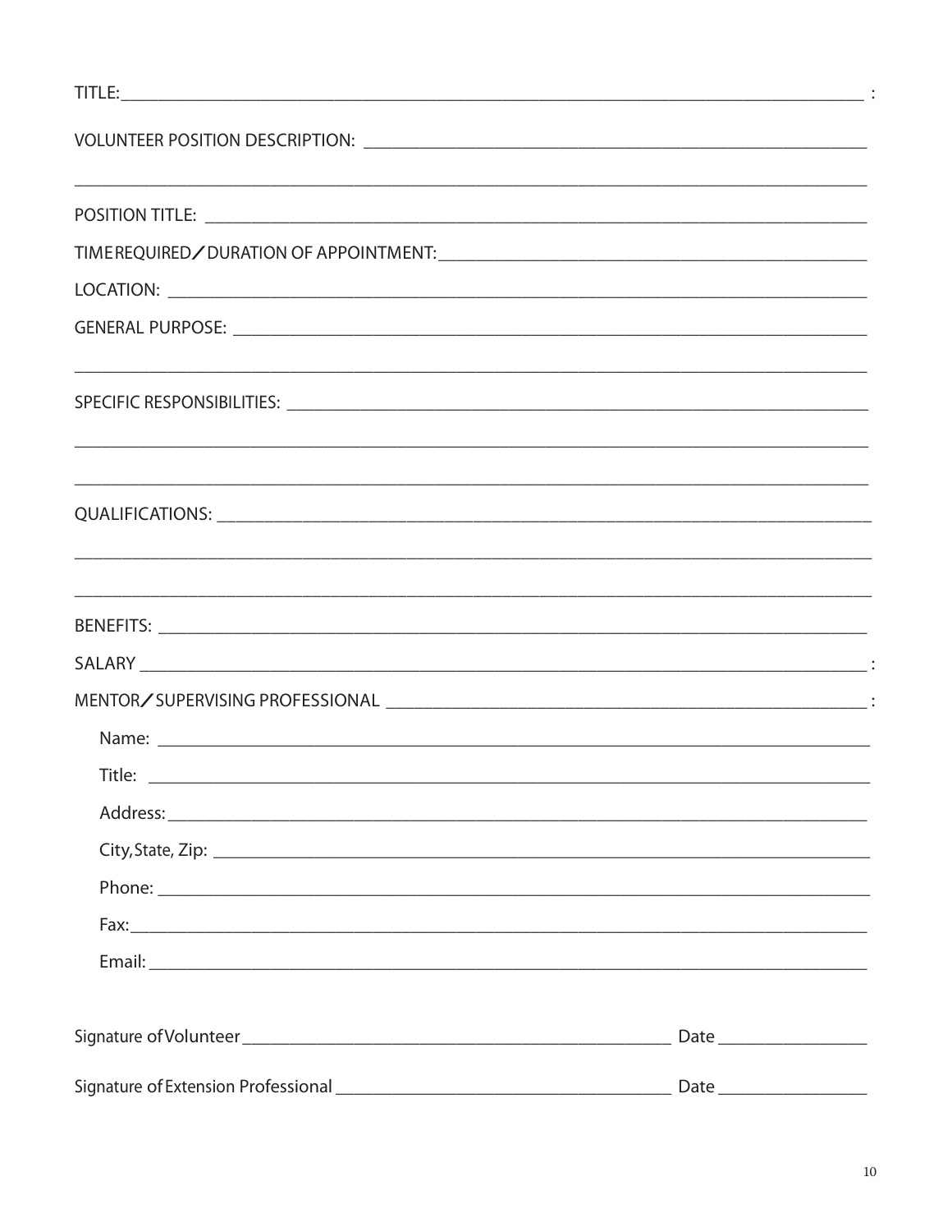TITLE:_______________________________________________________________________________ :

VOLUNTEER POSITION DESCRIPTION: ______________________________________________________

_____________________________________________________________________________________

POSITION TITLE: _______________________________________________________________________

TIME REQUIRED / DURATION OF APPOINTMENT:_______________________________________________

LOCATION: ____________________________________________________________________________

GENERAL PURPOSE: ______________________________________________________________________

_____________________________________________________________________________________

SPECIFIC RESPONSIBILITIES: ____________________________________________________________

_____________________________________________________________________________________

_____________________________________________________________________________________

QUALIFICATIONS: ______________________________________________________________________

_____________________________________________________________________________________

_____________________________________________________________________________________

BENEFITS: ____________________________________________________________________________

SALARY ______________________________________________________________________________ :

MENTOR / SUPERVISING PROFESSIONAL ___________________________________________________ :

Name: _______________________________________________________________________________

Title: _______________________________________________________________________________

Address: _____________________________________________________________________________

City, State, Zip: _____________________________________________________________________

Phone: ______________________________________________________________________________

Fax: ________________________________________________________________________________

Email: _______________________________________________________________________________

Signature of Volunteer ___________________________________________ Date _______________

Signature of Extension Professional ______________________________ Date _______________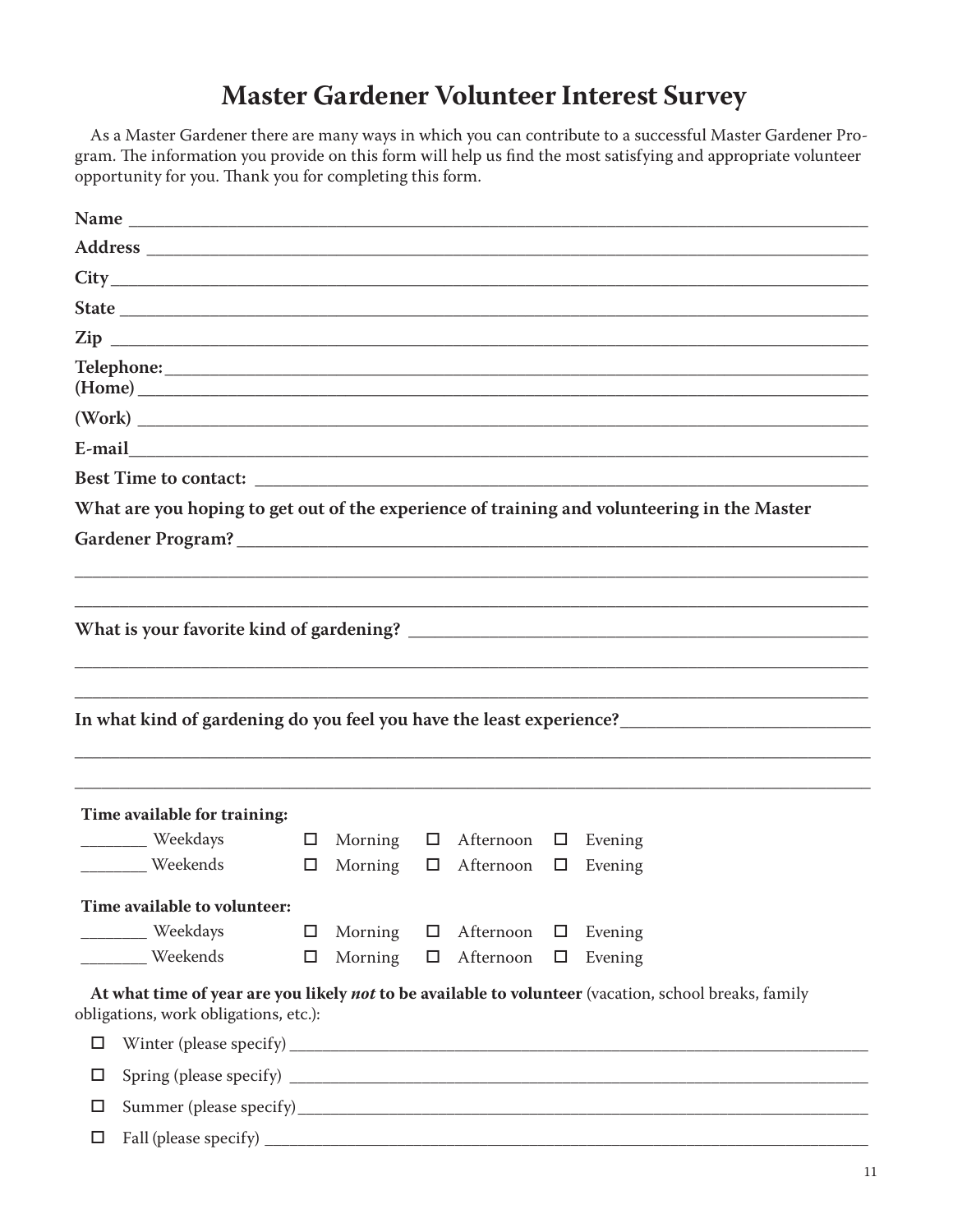# Master Gardener Volunteer Interest Survey

As a Master Gardener there are many ways in which you can contribute to a successful Master Gardener Program. The information you provide on this form will help us find the most satisfying and appropriate volunteer opportunity for you. Thank you for completing this form.

**Name** ______________________________________________

**Address** ______________________________________________

**City** ______________________________________________

**State** ______________________________________________

**Zip** ______________________________________________

**Telephone:** ______________________________________________
**(Home)** ______________________________________________

**(Work)** ______________________________________________

**E-mail** ______________________________________________

**Best Time to contact:** ______________________________________________

**What are you hoping to get out of the experience of training and volunteering in the Master Gardener Program?** ______________________________________________

______________________________________________

______________________________________________

**What is your favorite kind of gardening?** ______________________________________________

______________________________________________

______________________________________________

**In what kind of gardening do you feel you have the least experience?** ______________________________________________

______________________________________________

______________________________________________

**Time available for training:**

________ Weekdays ☐ Morning ☐ Afternoon ☐ Evening

________ Weekends ☐ Morning ☐ Afternoon ☐ Evening

**Time available to volunteer:**

________ Weekdays ☐ Morning ☐ Afternoon ☐ Evening

________ Weekends ☐ Morning ☐ Afternoon ☐ Evening

**At what time of year are you likely *not* to be available to volunteer** (vacation, school breaks, family obligations, work obligations, etc.):

☐ Winter (please specify) ______________________________________________

☐ Spring (please specify) ______________________________________________

☐ Summer (please specify) ______________________________________________

☐ Fall (please specify) ______________________________________________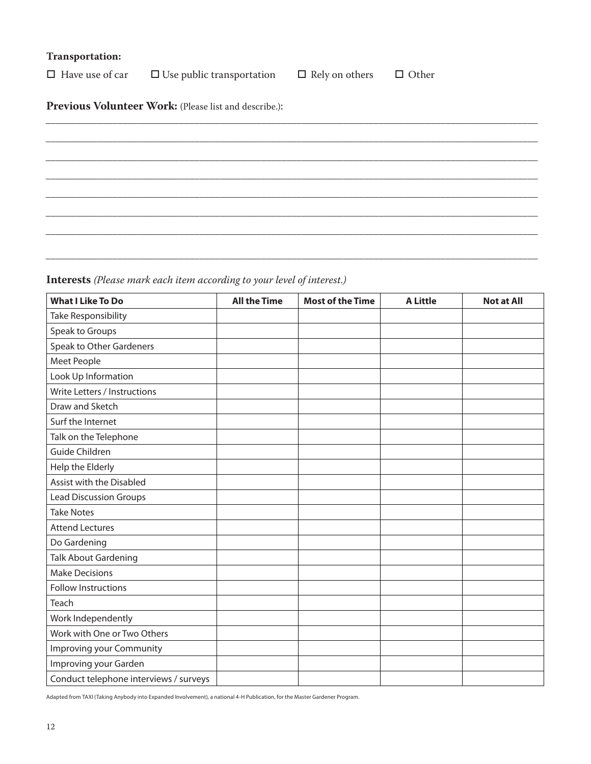**Transportation:**

☐ Have use of car ☐ Use public transportation ☐ Rely on others ☐ Other

**Previous Volunteer Work:** (Please list and describe.):

\_\_\_\_\_\_\_\_\_\_\_\_\_\_\_\_\_\_\_\_\_\_\_\_\_\_\_\_\_\_\_\_\_\_\_\_\_\_\_\_\_\_\_\_\_\_\_\_\_\_\_\_\_\_\_\_\_\_\_\_\_\_\_\_\_\_\_\_\_\_\_\_\_\_\_\_\_\_

\_\_\_\_\_\_\_\_\_\_\_\_\_\_\_\_\_\_\_\_\_\_\_\_\_\_\_\_\_\_\_\_\_\_\_\_\_\_\_\_\_\_\_\_\_\_\_\_\_\_\_\_\_\_\_\_\_\_\_\_\_\_\_\_\_\_\_\_\_\_\_\_\_\_\_\_\_\_

\_\_\_\_\_\_\_\_\_\_\_\_\_\_\_\_\_\_\_\_\_\_\_\_\_\_\_\_\_\_\_\_\_\_\_\_\_\_\_\_\_\_\_\_\_\_\_\_\_\_\_\_\_\_\_\_\_\_\_\_\_\_\_\_\_\_\_\_\_\_\_\_\_\_\_\_\_\_

\_\_\_\_\_\_\_\_\_\_\_\_\_\_\_\_\_\_\_\_\_\_\_\_\_\_\_\_\_\_\_\_\_\_\_\_\_\_\_\_\_\_\_\_\_\_\_\_\_\_\_\_\_\_\_\_\_\_\_\_\_\_\_\_\_\_\_\_\_\_\_\_\_\_\_\_\_\_

\_\_\_\_\_\_\_\_\_\_\_\_\_\_\_\_\_\_\_\_\_\_\_\_\_\_\_\_\_\_\_\_\_\_\_\_\_\_\_\_\_\_\_\_\_\_\_\_\_\_\_\_\_\_\_\_\_\_\_\_\_\_\_\_\_\_\_\_\_\_\_\_\_\_\_\_\_\_

\_\_\_\_\_\_\_\_\_\_\_\_\_\_\_\_\_\_\_\_\_\_\_\_\_\_\_\_\_\_\_\_\_\_\_\_\_\_\_\_\_\_\_\_\_\_\_\_\_\_\_\_\_\_\_\_\_\_\_\_\_\_\_\_\_\_\_\_\_\_\_\_\_\_\_\_\_\_

\_\_\_\_\_\_\_\_\_\_\_\_\_\_\_\_\_\_\_\_\_\_\_\_\_\_\_\_\_\_\_\_\_\_\_\_\_\_\_\_\_\_\_\_\_\_\_\_\_\_\_\_\_\_\_\_\_\_\_\_\_\_\_\_\_\_\_\_\_\_\_\_\_\_\_\_\_\_

\_\_\_\_\_\_\_\_\_\_\_\_\_\_\_\_\_\_\_\_\_\_\_\_\_\_\_\_\_\_\_\_\_\_\_\_\_\_\_\_\_\_\_\_\_\_\_\_\_\_\_\_\_\_\_\_\_\_\_\_\_\_\_\_\_\_\_\_\_\_\_\_\_\_\_\_\_\_

**Interests** *(Please mark each item according to your level of interest.)*

| What I Like To Do | All the Time | Most of the Time | A Little | Not at All |
|---|---|---|---|---|
| Take Responsibility | | | | |
| Speak to Groups | | | | |
| Speak to Other Gardeners | | | | |
| Meet People | | | | |
| Look Up Information | | | | |
| Write Letters / Instructions | | | | |
| Draw and Sketch | | | | |
| Surf the Internet | | | | |
| Talk on the Telephone | | | | |
| Guide Children | | | | |
| Help the Elderly | | | | |
| Assist with the Disabled | | | | |
| Lead Discussion Groups | | | | |
| Take Notes | | | | |
| Attend Lectures | | | | |
| Do Gardening | | | | |
| Talk About Gardening | | | | |
| Make Decisions | | | | |
| Follow Instructions | | | | |
| Teach | | | | |
| Work Independently | | | | |
| Work with One or Two Others | | | | |
| Improving your Community | | | | |
| Improving your Garden | | | | |
| Conduct telephone interviews / surveys | | | | |

Adapted from TAXI (Taking Anybody into Expanded Involvement), a national 4-H Publication, for the Master Gardener Program.